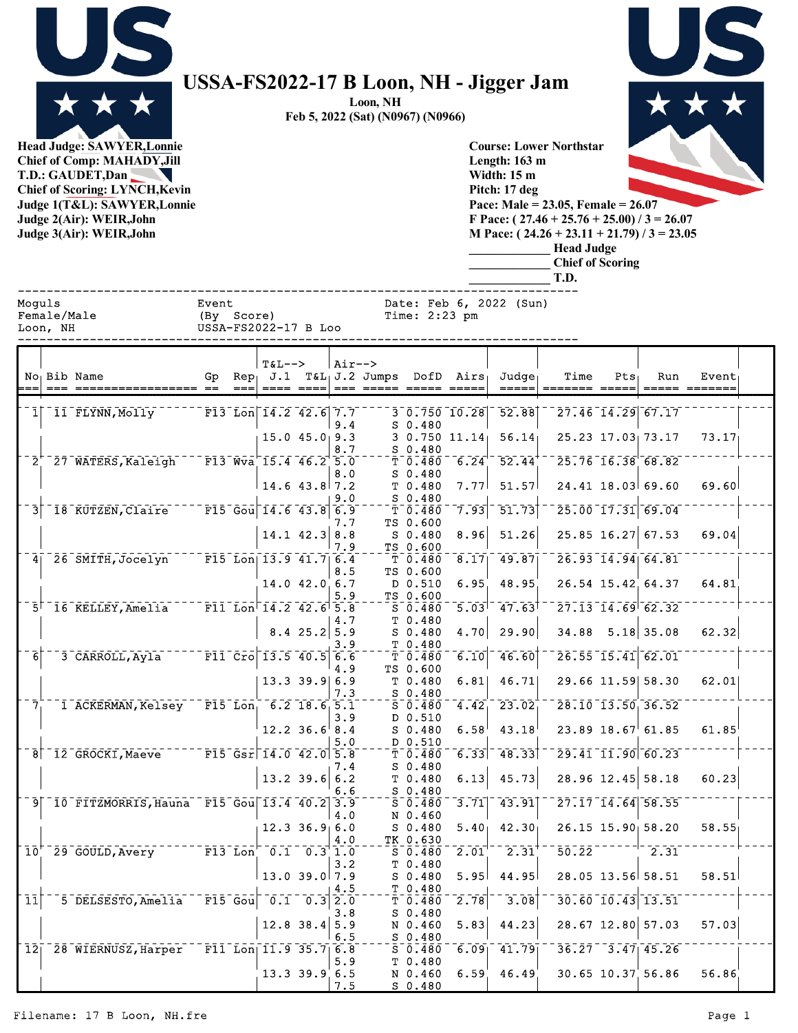# USSA-FS2022-17 B Loon, NH - Jigger Jam

**Loon, NH**
**Feb 5, 2022 (Sat) (N0967) (N0966)**

**Head Judge: SAWYER,Lonnie**
**Chief of Comp: MAHADY,Jill**
**T.D.: GAUDET,Dan**
**Chief of Scoring: LYNCH,Kevin**
**Judge 1(T&L): SAWYER,Lonnie**
**Judge 2(Air): WEIR,John**
**Judge 3(Air): WEIR,John**

**Course: Lower Northstar**
**Length: 163 m**
**Width: 15 m**
**Pitch: 17 deg**
**Pace: Male = 23.05, Female = 26.07**
**F Pace: ( 27.46 + 25.76 + 25.00) / 3 = 26.07**
**M Pace: ( 24.26 + 23.11 + 21.79) / 3 = 23.05**
**____________ Head Judge**
**____________ Chief of Scoring**
**____________ T.D.**

```
Moguls              Event                 Date: Feb 6, 2022 (Sun)
Female/Male         (By Score)            Time: 2:23 pm
Loon, NH            USSA-FS2022-17 B Loo
```

| No | Bib | Name | Gp | Rep | T&L--> J.1 | T&L | Air--> J.2 | Jumps | DofD | Airs | Judge | Time | Pts | Run | Event |
|---|---|---|---|---|---|---|---|---|---|---|---|---|---|---|---|
| 1 | 11 | FLYNN,Molly | F13 | Lon | 14.2 | 42.6 | 7.7 | 3 | 0.750 | 10.28 | 52.88 | 27.46 | 14.29 | 67.17 | |
| | | | | | | | 9.4 | S | 0.480 | | | | | | |
| | | | | | 15.0 | 45.0 | 9.3 | 3 | 0.750 | 11.14 | 56.14 | 25.23 | 17.03 | 73.17 | 73.17 |
| | | | | | | | 8.7 | S | 0.480 | | | | | | |
| 2 | 27 | WATERS,Kaleigh | F13 | Wva | 15.4 | 46.2 | 5.0 | T | 0.480 | 6.24 | 52.44 | 25.76 | 16.38 | 68.82 | |
| | | | | | | | 8.0 | S | 0.480 | | | | | | |
| | | | | | 14.6 | 43.8 | 7.2 | T | 0.480 | 7.77 | 51.57 | 24.41 | 18.03 | 69.60 | 69.60 |
| | | | | | | | 9.0 | S | 0.480 | | | | | | |
| 3 | 18 | KUTZEN,Claire | F15 | Gou | 14.6 | 43.8 | 6.9 | T | 0.480 | 7.93 | 51.73 | 25.00 | 17.31 | 69.04 | |
| | | | | | | | 7.7 | TS | 0.600 | | | | | | |
| | | | | | 14.1 | 42.3 | 8.8 | S | 0.480 | 8.96 | 51.26 | 25.85 | 16.27 | 67.53 | 69.04 |
| | | | | | | | 7.9 | TS | 0.600 | | | | | | |
| 4 | 26 | SMITH,Jocelyn | F15 | Lon | 13.9 | 41.7 | 6.4 | T | 0.480 | 8.17 | 49.87 | 26.93 | 14.94 | 64.81 | |
| | | | | | | | 8.5 | TS | 0.600 | | | | | | |
| | | | | | 14.0 | 42.0 | 6.7 | D | 0.510 | 6.95 | 48.95 | 26.54 | 15.42 | 64.37 | 64.81 |
| | | | | | | | 5.9 | TS | 0.600 | | | | | | |
| 5 | 16 | KELLEY,Amelia | F11 | Lon | 14.2 | 42.6 | 5.8 | S | 0.480 | 5.03 | 47.63 | 27.13 | 14.69 | 62.32 | |
| | | | | | | | 4.7 | T | 0.480 | | | | | | |
| | | | | | 8.4 | 25.2 | 5.9 | S | 0.480 | 4.70 | 29.90 | 34.88 | 5.18 | 35.08 | 62.32 |
| | | | | | | | 3.9 | T | 0.480 | | | | | | |
| 6 | 3 | CARROLL,Ayla | F11 | Cro | 13.5 | 40.5 | 6.6 | T | 0.480 | 6.10 | 46.60 | 26.55 | 15.41 | 62.01 | |
| | | | | | | | 4.9 | TS | 0.600 | | | | | | |
| | | | | | 13.3 | 39.9 | 6.9 | T | 0.480 | 6.81 | 46.71 | 29.66 | 11.59 | 58.30 | 62.01 |
| | | | | | | | 7.3 | S | 0.480 | | | | | | |
| 7 | 1 | ACKERMAN,Kelsey | F15 | Lon | 6.2 | 18.6 | 5.1 | S | 0.480 | 4.42 | 23.02 | 28.10 | 13.50 | 36.52 | |
| | | | | | | | 3.9 | D | 0.510 | | | | | | |
| | | | | | 12.2 | 36.6 | 8.4 | S | 0.480 | 6.58 | 43.18 | 23.89 | 18.67 | 61.85 | 61.85 |
| | | | | | | | 5.0 | D | 0.510 | | | | | | |
| 8 | 12 | GROCKI,Maeve | F15 | Gsr | 14.0 | 42.0 | 5.8 | T | 0.480 | 6.33 | 48.33 | 29.41 | 11.90 | 60.23 | |
| | | | | | | | 7.4 | S | 0.480 | | | | | | |
| | | | | | 13.2 | 39.6 | 6.2 | T | 0.480 | 6.13 | 45.73 | 28.96 | 12.45 | 58.18 | 60.23 |
| | | | | | | | 6.6 | S | 0.480 | | | | | | |
| 9 | 10 | FITZMORRIS,Hauna | F15 | Gou | 13.4 | 40.2 | 3.9 | S | 0.480 | 3.71 | 43.91 | 27.17 | 14.64 | 58.55 | |
| | | | | | | | 4.0 | N | 0.460 | | | | | | |
| | | | | | 12.3 | 36.9 | 6.0 | S | 0.480 | 5.40 | 42.30 | 26.15 | 15.90 | 58.20 | 58.55 |
| | | | | | | | 4.0 | TK | 0.630 | | | | | | |
| 10 | 29 | GOULD,Avery | F13 | Lon | 0.1 | 0.3 | 1.0 | S | 0.480 | 2.01 | 2.31 | 50.22 | | 2.31 | |
| | | | | | | | 3.2 | T | 0.480 | | | | | | |
| | | | | | 13.0 | 39.0 | 7.9 | S | 0.480 | 5.95 | 44.95 | 28.05 | 13.56 | 58.51 | 58.51 |
| | | | | | | | 4.5 | T | 0.480 | | | | | | |
| 11 | 5 | DELSESTO,Amelia | F15 | Gou | 0.1 | 0.3 | 2.0 | T | 0.480 | 2.78 | 3.08 | 30.60 | 10.43 | 13.51 | |
| | | | | | | | 3.8 | S | 0.480 | | | | | | |
| | | | | | 12.8 | 38.4 | 5.9 | N | 0.460 | 5.83 | 44.23 | 28.67 | 12.80 | 57.03 | 57.03 |
| | | | | | | | 6.5 | S | 0.480 | | | | | | |
| 12 | 28 | WIERNUSZ,Harper | F11 | Lon | 11.9 | 35.7 | 6.8 | S | 0.480 | 6.09 | 41.79 | 36.27 | 3.47 | 45.26 | |
| | | | | | | | 5.9 | T | 0.480 | | | | | | |
| | | | | | 13.3 | 39.9 | 6.5 | N | 0.460 | 6.59 | 46.49 | 30.65 | 10.37 | 56.86 | 56.86 |
| | | | | | | | 7.5 | S | 0.480 | | | | | | |

Filename: 17 B Loon, NH.fre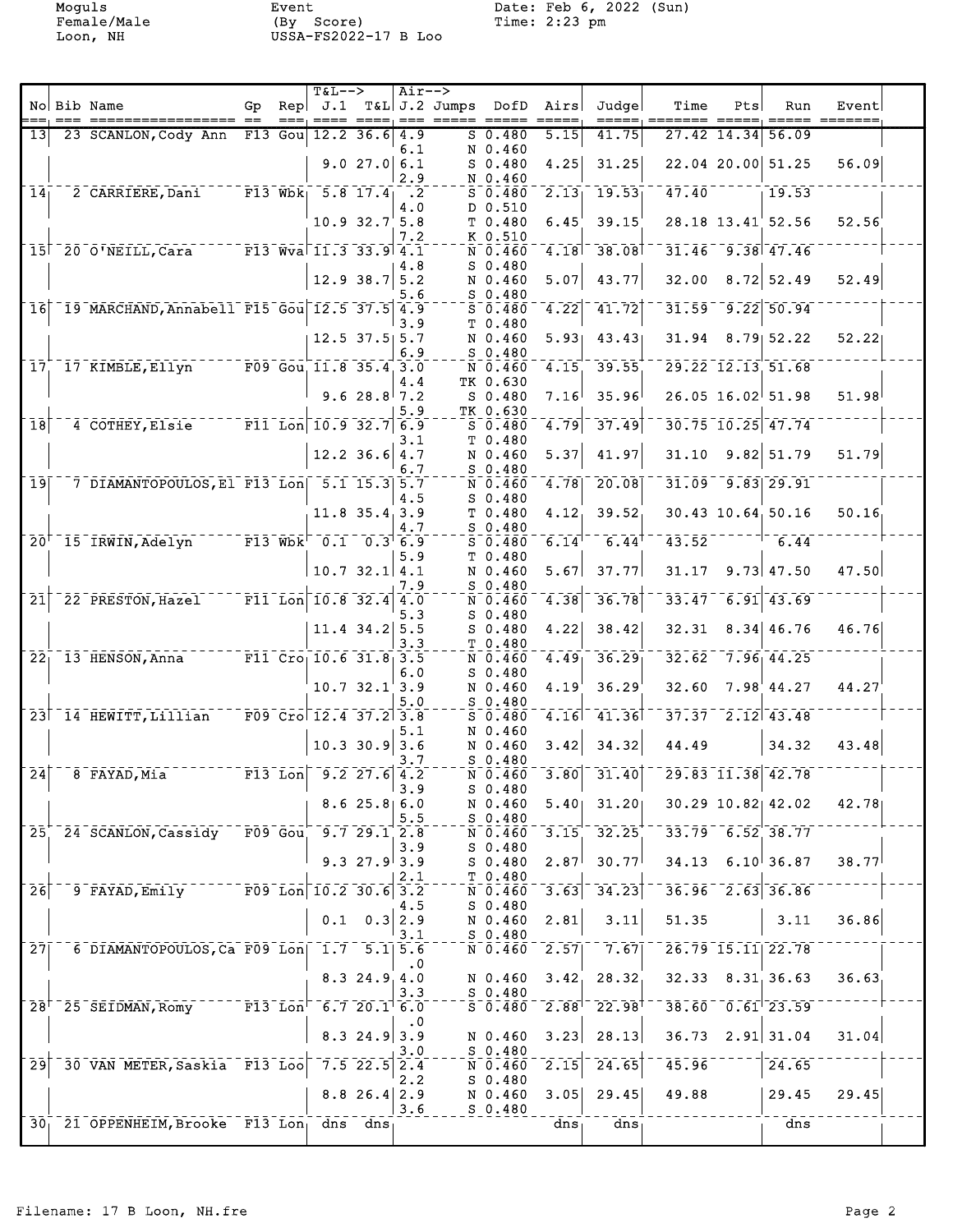Moguls
Female/Male
Loon, NH

Event
(By Score)
USSA-FS2022-17 B Loo

Date: Feb 6, 2022 (Sun)
Time: 2:23 pm

| No | Bib | Name | Gp | Rep | T&L--> J.1 | T&L | Air--> J.2 | Jumps | DofD | Airs | Judge | Time | Pts | Run | Event |
|---|---|---|---|---|---|---|---|---|---|---|---|---|---|---|---|
| 13 | 23 | SCANLON,Cody Ann | F13 | Gou | 12.2 | 36.6 | 4.9 | S | 0.480 | 5.15 | 41.75 | 27.42 | 14.34 | 56.09 | |
| | | | | | | | 6.1 | N | 0.460 | | | | | | |
| | | | | | 9.0 | 27.0 | 6.1 | S | 0.480 | 4.25 | 31.25 | 22.04 | 20.00 | 51.25 | 56.09 |
| | | | | | | | 2.9 | N | 0.460 | | | | | | |
| 14 | 2 | CARRIERE,Dani | F13 | Wbk | 5.8 | 17.4 | .2 | S | 0.480 | 2.13 | 19.53 | 47.40 | | 19.53 | |
| | | | | | | | 4.0 | D | 0.510 | | | | | | |
| | | | | | 10.9 | 32.7 | 5.8 | T | 0.480 | 6.45 | 39.15 | 28.18 | 13.41 | 52.56 | 52.56 |
| | | | | | | | 7.2 | K | 0.510 | | | | | | |
| 15 | 20 | O'NEILL,Cara | F13 | Wva | 11.3 | 33.9 | 4.1 | N | 0.460 | 4.18 | 38.08 | 31.46 | 9.38 | 47.46 | |
| | | | | | | | 4.8 | S | 0.480 | | | | | | |
| | | | | | 12.9 | 38.7 | 5.2 | N | 0.460 | 5.07 | 43.77 | 32.00 | 8.72 | 52.49 | 52.49 |
| | | | | | | | 5.6 | S | 0.480 | | | | | | |
| 16 | 19 | MARCHAND,Annabell | F15 | Gou | 12.5 | 37.5 | 4.9 | S | 0.480 | 4.22 | 41.72 | 31.59 | 9.22 | 50.94 | |
| | | | | | | | 3.9 | T | 0.480 | | | | | | |
| | | | | | 12.5 | 37.5 | 5.7 | N | 0.460 | 5.93 | 43.43 | 31.94 | 8.79 | 52.22 | 52.22 |
| | | | | | | | 6.9 | S | 0.480 | | | | | | |
| 17 | 17 | KIMBLE,Ellyn | F09 | Gou | 11.8 | 35.4 | 3.0 | N | 0.460 | 4.15 | 39.55 | 29.22 | 12.13 | 51.68 | |
| | | | | | | | 4.4 | TK | 0.630 | | | | | | |
| | | | | | 9.6 | 28.8 | 7.2 | S | 0.480 | 7.16 | 35.96 | 26.05 | 16.02 | 51.98 | 51.98 |
| | | | | | | | 5.9 | TK | 0.630 | | | | | | |
| 18 | 4 | COTHEY,Elsie | F11 | Lon | 10.9 | 32.7 | 6.9 | S | 0.480 | 4.79 | 37.49 | 30.75 | 10.25 | 47.74 | |
| | | | | | | | 3.1 | T | 0.480 | | | | | | |
| | | | | | 12.2 | 36.6 | 4.7 | N | 0.460 | 5.37 | 41.97 | 31.10 | 9.82 | 51.79 | 51.79 |
| | | | | | | | 6.7 | S | 0.480 | | | | | | |
| 19 | 7 | DIAMANTOPOULOS,El | F13 | Lon | 5.1 | 15.3 | 5.7 | N | 0.460 | 4.78 | 20.08 | 31.09 | 9.83 | 29.91 | |
| | | | | | | | 4.5 | S | 0.480 | | | | | | |
| | | | | | 11.8 | 35.4 | 3.9 | T | 0.480 | 4.12 | 39.52 | 30.43 | 10.64 | 50.16 | 50.16 |
| | | | | | | | 4.7 | S | 0.480 | | | | | | |
| 20 | 15 | IRWIN,Adelyn | F13 | Wbk | 0.1 | 0.3 | 6.9 | S | 0.480 | 6.14 | 6.44 | 43.52 | | 6.44 | |
| | | | | | | | 5.9 | T | 0.480 | | | | | | |
| | | | | | 10.7 | 32.1 | 4.1 | N | 0.460 | 5.67 | 37.77 | 31.17 | 9.73 | 47.50 | 47.50 |
| | | | | | | | 7.9 | S | 0.480 | | | | | | |
| 21 | 22 | PRESTON,Hazel | F11 | Lon | 10.8 | 32.4 | 4.0 | N | 0.460 | 4.38 | 36.78 | 33.47 | 6.91 | 43.69 | |
| | | | | | | | 5.3 | S | 0.480 | | | | | | |
| | | | | | 11.4 | 34.2 | 5.5 | S | 0.480 | 4.22 | 38.42 | 32.31 | 8.34 | 46.76 | 46.76 |
| | | | | | | | 3.3 | T | 0.480 | | | | | | |
| 22 | 13 | HENSON,Anna | F11 | Cro | 10.6 | 31.8 | 3.5 | N | 0.460 | 4.49 | 36.29 | 32.62 | 7.96 | 44.25 | |
| | | | | | | | 6.0 | S | 0.480 | | | | | | |
| | | | | | 10.7 | 32.1 | 3.9 | N | 0.460 | 4.19 | 36.29 | 32.60 | 7.98 | 44.27 | 44.27 |
| | | | | | | | 5.0 | S | 0.480 | | | | | | |
| 23 | 14 | HEWITT,Lillian | F09 | Cro | 12.4 | 37.2 | 3.8 | S | 0.480 | 4.16 | 41.36 | 37.37 | 2.12 | 43.48 | |
| | | | | | | | 5.1 | N | 0.460 | | | | | | |
| | | | | | 10.3 | 30.9 | 3.6 | N | 0.460 | 3.42 | 34.32 | 44.49 | | 34.32 | 43.48 |
| | | | | | | | 3.7 | S | 0.480 | | | | | | |
| 24 | 8 | FAYAD,Mia | F13 | Lon | 9.2 | 27.6 | 4.2 | N | 0.460 | 3.80 | 31.40 | 29.83 | 11.38 | 42.78 | |
| | | | | | | | 3.9 | S | 0.480 | | | | | | |
| | | | | | 8.6 | 25.8 | 6.0 | N | 0.460 | 5.40 | 31.20 | 30.29 | 10.82 | 42.02 | 42.78 |
| | | | | | | | 5.5 | S | 0.480 | | | | | | |
| 25 | 24 | SCANLON,Cassidy | F09 | Gou | 9.7 | 29.1 | 2.8 | N | 0.460 | 3.15 | 32.25 | 33.79 | 6.52 | 38.77 | |
| | | | | | | | 3.9 | S | 0.480 | | | | | | |
| | | | | | 9.3 | 27.9 | 3.9 | S | 0.480 | 2.87 | 30.77 | 34.13 | 6.10 | 36.87 | 38.77 |
| | | | | | | | 2.1 | T | 0.480 | | | | | | |
| 26 | 9 | FAYAD,Emily | F09 | Lon | 10.2 | 30.6 | 3.2 | N | 0.460 | 3.63 | 34.23 | 36.96 | 2.63 | 36.86 | |
| | | | | | | | 4.5 | S | 0.480 | | | | | | |
| | | | | | 0.1 | 0.3 | 2.9 | N | 0.460 | 2.81 | 3.11 | 51.35 | | 3.11 | 36.86 |
| | | | | | | | 3.1 | S | 0.480 | | | | | | |
| 27 | 6 | DIAMANTOPOULOS,Ca | F09 | Lon | 1.7 | 5.1 | 5.6 | N | 0.460 | 2.57 | 7.67 | 26.79 | 15.11 | 22.78 | |
| | | | | | | | .0 | | | | | | | | |
| | | | | | 8.3 | 24.9 | 4.0 | N | 0.460 | 3.42 | 28.32 | 32.33 | 8.31 | 36.63 | 36.63 |
| | | | | | | | 3.3 | S | 0.480 | | | | | | |
| 28 | 25 | SEIDMAN,Romy | F13 | Lon | 6.7 | 20.1 | 6.0 | S | 0.480 | 2.88 | 22.98 | 38.60 | 0.61 | 23.59 | |
| | | | | | | | .0 | | | | | | | | |
| | | | | | 8.3 | 24.9 | 3.9 | N | 0.460 | 3.23 | 28.13 | 36.73 | 2.91 | 31.04 | 31.04 |
| | | | | | | | 3.0 | S | 0.480 | | | | | | |
| 29 | 30 | VAN METER,Saskia | F13 | Loo | 7.5 | 22.5 | 2.4 | N | 0.460 | 2.15 | 24.65 | 45.96 | | 24.65 | |
| | | | | | | | 2.2 | S | 0.480 | | | | | | |
| | | | | | 8.8 | 26.4 | 2.9 | N | 0.460 | 3.05 | 29.45 | 49.88 | | 29.45 | 29.45 |
| | | | | | | | 3.6 | S | 0.480 | | | | | | |
| 30 | 21 | OPPENHEIM,Brooke | F13 | Lon | dns | dns | | | | dns | dns | | | dns | |

Filename: 17 B Loon, NH.fre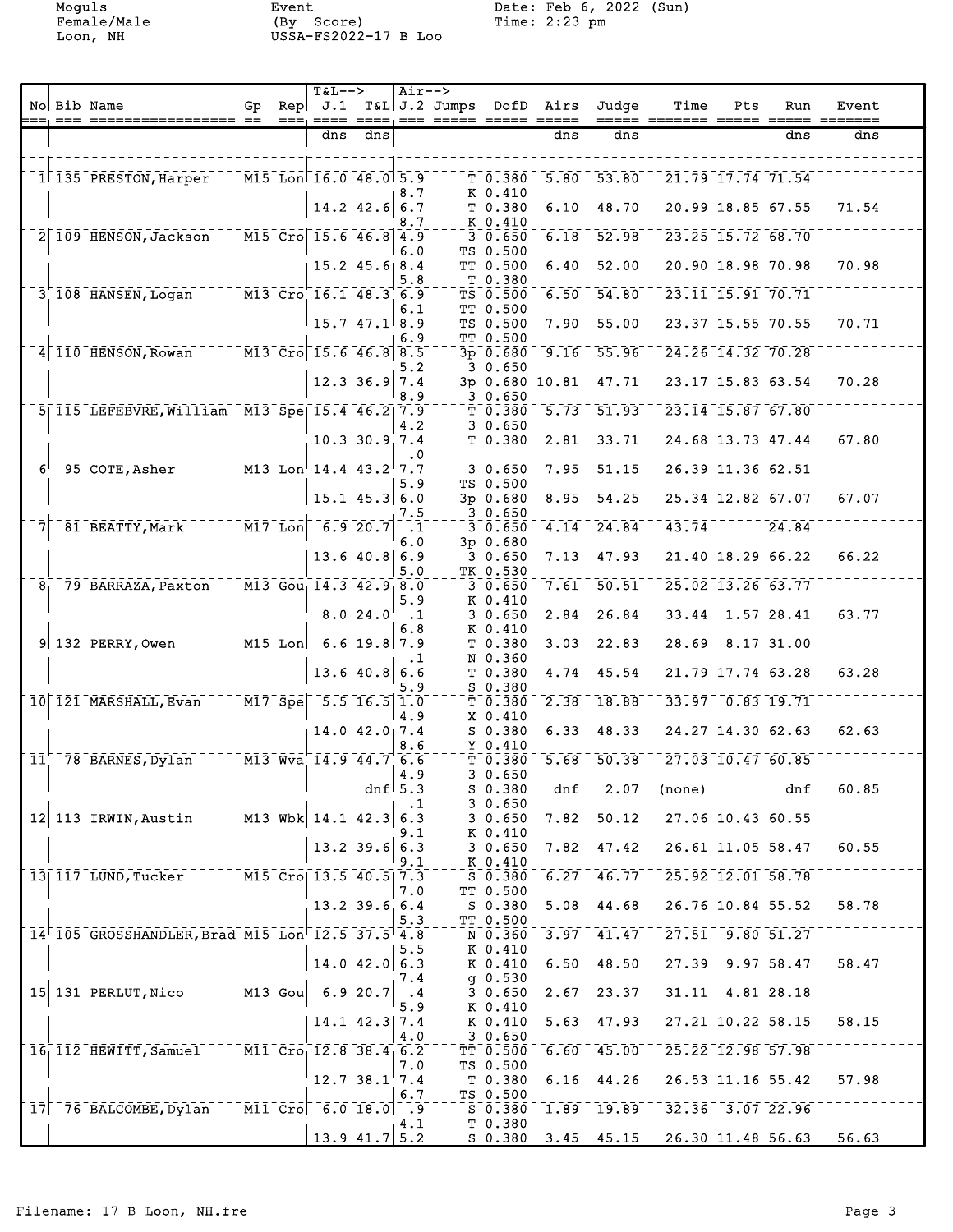Moguls
Female/Male
Loon, NH

Event
(By Score)
USSA-FS2022-17 B Loo

Date: Feb 6, 2022 (Sun)
Time: 2:23 pm

| No | Bib | Name | Gp | Rep | T&L--> J.1 | T&L | Air--> J.2 | Jumps | DofD | Airs | Judge | Time | Pts | Run | Event |
|---|---|---|---|---|---|---|---|---|---|---|---|---|---|---|---|
| | | | | | dns | dns | | | | dns | dns | | | dns | dns |
| 1 | 135 | PRESTON,Harper | M15 | Lon | 16.0 | 48.0 | 5.9 | T | 0.380 | 5.80 | 53.80 | 21.79 | 17.74 | 71.54 | |
| | | | | | | | 8.7 | K | 0.410 | | | | | | |
| | | | | | 14.2 | 42.6 | 6.7 | T | 0.380 | 6.10 | 48.70 | 20.99 | 18.85 | 67.55 | 71.54 |
| | | | | | | | 8.7 | K | 0.410 | | | | | | |
| 2 | 109 | HENSON,Jackson | M15 | Cro | 15.6 | 46.8 | 4.9 | 3 | 0.650 | 6.18 | 52.98 | 23.25 | 15.72 | 68.70 | |
| | | | | | | | 6.0 | TS | 0.500 | | | | | | |
| | | | | | 15.2 | 45.6 | 8.4 | TT | 0.500 | 6.40 | 52.00 | 20.90 | 18.98 | 70.98 | 70.98 |
| | | | | | | | 5.8 | T | 0.380 | | | | | | |
| 3 | 108 | HANSEN,Logan | M13 | Cro | 16.1 | 48.3 | 6.9 | TS | 0.500 | 6.50 | 54.80 | 23.11 | 15.91 | 70.71 | |
| | | | | | | | 6.1 | TT | 0.500 | | | | | | |
| | | | | | 15.7 | 47.1 | 8.9 | TS | 0.500 | 7.90 | 55.00 | 23.37 | 15.55 | 70.55 | 70.71 |
| | | | | | | | 6.9 | TT | 0.500 | | | | | | |
| 4 | 110 | HENSON,Rowan | M13 | Cro | 15.6 | 46.8 | 8.5 | 3p | 0.680 | 9.16 | 55.96 | 24.26 | 14.32 | 70.28 | |
| | | | | | | | 5.2 | 3 | 0.650 | | | | | | |
| | | | | | 12.3 | 36.9 | 7.4 | 3p | 0.680 | 10.81 | 47.71 | 23.17 | 15.83 | 63.54 | 70.28 |
| | | | | | | | 8.9 | 3 | 0.650 | | | | | | |
| 5 | 115 | LEFEBVRE,William | M13 | Spe | 15.4 | 46.2 | 7.9 | T | 0.380 | 5.73 | 51.93 | 23.14 | 15.87 | 67.80 | |
| | | | | | | | 4.2 | 3 | 0.650 | | | | | | |
| | | | | | 10.3 | 30.9 | 7.4 | T | 0.380 | 2.81 | 33.71 | 24.68 | 13.73 | 47.44 | 67.80 |
| | | | | | | | .0 | | | | | | | | |
| 6 | 95 | COTE,Asher | M13 | Lon | 14.4 | 43.2 | 7.7 | 3 | 0.650 | 7.95 | 51.15 | 26.39 | 11.36 | 62.51 | |
| | | | | | | | 5.9 | TS | 0.500 | | | | | | |
| | | | | | 15.1 | 45.3 | 6.0 | 3p | 0.680 | 8.95 | 54.25 | 25.34 | 12.82 | 67.07 | 67.07 |
| | | | | | | | 7.5 | 3 | 0.650 | | | | | | |
| 7 | 81 | BEATTY,Mark | M17 | Lon | 6.9 | 20.7 | .1 | 3 | 0.650 | 4.14 | 24.84 | 43.74 | | 24.84 | |
| | | | | | | | 6.0 | 3p | 0.680 | | | | | | |
| | | | | | 13.6 | 40.8 | 6.9 | 3 | 0.650 | 7.13 | 47.93 | 21.40 | 18.29 | 66.22 | 66.22 |
| | | | | | | | 5.0 | TK | 0.530 | | | | | | |
| 8 | 79 | BARRAZA,Paxton | M13 | Gou | 14.3 | 42.9 | 8.0 | 3 | 0.650 | 7.61 | 50.51 | 25.02 | 13.26 | 63.77 | |
| | | | | | | | 5.9 | K | 0.410 | | | | | | |
| | | | | | 8.0 | 24.0 | .1 | 3 | 0.650 | 2.84 | 26.84 | 33.44 | 1.57 | 28.41 | 63.77 |
| | | | | | | | 6.8 | K | 0.410 | | | | | | |
| 9 | 132 | PERRY,Owen | M15 | Lon | 6.6 | 19.8 | 7.9 | T | 0.380 | 3.03 | 22.83 | 28.69 | 8.17 | 31.00 | |
| | | | | | | | .1 | N | 0.360 | | | | | | |
| | | | | | 13.6 | 40.8 | 6.6 | T | 0.380 | 4.74 | 45.54 | 21.79 | 17.74 | 63.28 | 63.28 |
| | | | | | | | 5.9 | S | 0.380 | | | | | | |
| 10 | 121 | MARSHALL,Evan | M17 | Spe | 5.5 | 16.5 | 1.0 | T | 0.380 | 2.38 | 18.88 | 33.97 | 0.83 | 19.71 | |
| | | | | | | | 4.9 | X | 0.410 | | | | | | |
| | | | | | 14.0 | 42.0 | 7.4 | S | 0.380 | 6.33 | 48.33 | 24.27 | 14.30 | 62.63 | 62.63 |
| | | | | | | | 8.6 | Y | 0.410 | | | | | | |
| 11 | 78 | BARNES,Dylan | M13 | Wva | 14.9 | 44.7 | 6.6 | T | 0.380 | 5.68 | 50.38 | 27.03 | 10.47 | 60.85 | |
| | | | | | | | 4.9 | 3 | 0.650 | | | | | | |
| | | | | | | dnf | 5.3 | S | 0.380 | dnf | 2.07 | (none) | | dnf | 60.85 |
| | | | | | | | .1 | 3 | 0.650 | | | | | | |
| 12 | 113 | IRWIN,Austin | M13 | Wbk | 14.1 | 42.3 | 6.3 | 3 | 0.650 | 7.82 | 50.12 | 27.06 | 10.43 | 60.55 | |
| | | | | | | | 9.1 | K | 0.410 | | | | | | |
| | | | | | 13.2 | 39.6 | 6.3 | 3 | 0.650 | 7.82 | 47.42 | 26.61 | 11.05 | 58.47 | 60.55 |
| | | | | | | | 9.1 | K | 0.410 | | | | | | |
| 13 | 117 | LUND,Tucker | M15 | Cro | 13.5 | 40.5 | 7.3 | S | 0.380 | 6.27 | 46.77 | 25.92 | 12.01 | 58.78 | |
| | | | | | | | 7.0 | TT | 0.500 | | | | | | |
| | | | | | 13.2 | 39.6 | 6.4 | S | 0.380 | 5.08 | 44.68 | 26.76 | 10.84 | 55.52 | 58.78 |
| | | | | | | | 5.3 | TT | 0.500 | | | | | | |
| 14 | 105 | GROSSHANDLER,Brad | M15 | Lon | 12.5 | 37.5 | 4.8 | N | 0.360 | 3.97 | 41.47 | 27.51 | 9.80 | 51.27 | |
| | | | | | | | 5.5 | K | 0.410 | | | | | | |
| | | | | | 14.0 | 42.0 | 6.3 | K | 0.410 | 6.50 | 48.50 | 27.39 | 9.97 | 58.47 | 58.47 |
| | | | | | | | 7.4 | g | 0.530 | | | | | | |
| 15 | 131 | PERLUT,Nico | M13 | Gou | 6.9 | 20.7 | .4 | 3 | 0.650 | 2.67 | 23.37 | 31.11 | 4.81 | 28.18 | |
| | | | | | | | 5.9 | K | 0.410 | | | | | | |
| | | | | | 14.1 | 42.3 | 7.4 | K | 0.410 | 5.63 | 47.93 | 27.21 | 10.22 | 58.15 | 58.15 |
| | | | | | | | 4.0 | 3 | 0.650 | | | | | | |
| 16 | 112 | HEWITT,Samuel | M11 | Cro | 12.8 | 38.4 | 6.2 | TT | 0.500 | 6.60 | 45.00 | 25.22 | 12.98 | 57.98 | |
| | | | | | | | 7.0 | TS | 0.500 | | | | | | |
| | | | | | 12.7 | 38.1 | 7.4 | T | 0.380 | 6.16 | 44.26 | 26.53 | 11.16 | 55.42 | 57.98 |
| | | | | | | | 6.7 | TS | 0.500 | | | | | | |
| 17 | 76 | BALCOMBE,Dylan | M11 | Cro | 6.0 | 18.0 | .9 | S | 0.380 | 1.89 | 19.89 | 32.36 | 3.07 | 22.96 | |
| | | | | | | | 4.1 | T | 0.380 | | | | | | |
| | | | | | 13.9 | 41.7 | 5.2 | S | 0.380 | 3.45 | 45.15 | 26.30 | 11.48 | 56.63 | 56.63 |

Filename: 17 B Loon, NH.fre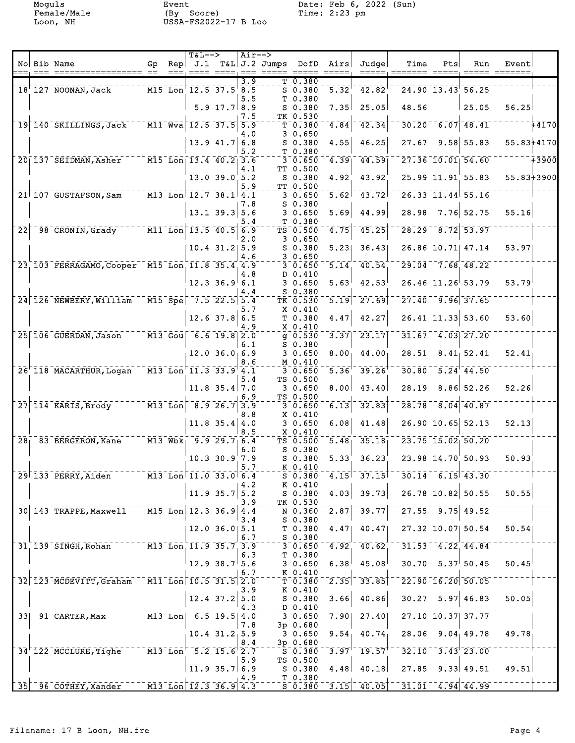Moguls
Female/Male
Loon, NH

Event
(By Score)
USSA-FS2022-17 B Loo

Date: Feb 6, 2022 (Sun)
Time: 2:23 pm

| No | Bib | Name | Gp | Rep | T&L--> J.1 | T&L | Air--> J.2 | Jumps | DofD | Airs | Judge | Time | Pts | Run | Event | |
|---|---|---|---|---|---|---|---|---|---|---|---|---|---|---|---|---|
| | | | | | | | 3.9 | T | 0.380 | | | | | | | |
| 18 | 127 | NOONAN,Jack | M15 | Lon | 12.5 | 37.5 | 8.5 | S | 0.380 | 5.32 | 42.82 | 24.90 | 13.43 | 56.25 | | |
| | | | | | | | 5.5 | T | 0.380 | | | | | | | |
| | | | | | 5.9 | 17.7 | 8.9 | S | 0.380 | 7.35 | 25.05 | 48.56 | | 25.05 | 56.25 | |
| | | | | | | | 7.5 | TK | 0.530 | | | | | | | |
| 19 | 140 | SKILLINGS,Jack | M11 | Wva | 12.5 | 37.5 | 5.9 | T | 0.380 | 4.84 | 42.34 | 30.20 | 6.07 | 48.41 | | +4170 |
| | | | | | | | 4.0 | 3 | 0.650 | | | | | | | |
| | | | | | 13.9 | 41.7 | 6.8 | S | 0.380 | 4.55 | 46.25 | 27.67 | 9.58 | 55.83 | 55.83 | +4170 |
| | | | | | | | 5.2 | T | 0.380 | | | | | | | |
| 20 | 137 | SEIDMAN,Asher | M15 | Lon | 13.4 | 40.2 | 3.6 | 3 | 0.650 | 4.39 | 44.59 | 27.36 | 10.01 | 54.60 | | +3900 |
| | | | | | | | 4.1 | TT | 0.500 | | | | | | | |
| | | | | | 13.0 | 39.0 | 5.2 | S | 0.380 | 4.92 | 43.92 | 25.99 | 11.91 | 55.83 | 55.83 | +3900 |
| | | | | | | | 5.9 | TT | 0.500 | | | | | | | |
| 21 | 107 | GUSTAFSON,Sam | M13 | Lon | 12.7 | 38.1 | 4.1 | 3 | 0.650 | 5.62 | 43.72 | 26.33 | 11.44 | 55.16 | | |
| | | | | | | | 7.8 | S | 0.380 | | | | | | | |
| | | | | | 13.1 | 39.3 | 5.6 | 3 | 0.650 | 5.69 | 44.99 | 28.98 | 7.76 | 52.75 | 55.16 | |
| | | | | | | | 5.4 | T | 0.380 | | | | | | | |
| 22 | 98 | CRONIN,Grady | M11 | Lon | 13.5 | 40.5 | 6.9 | TS | 0.500 | 4.75 | 45.25 | 28.29 | 8.72 | 53.97 | | |
| | | | | | | | 2.0 | 3 | 0.650 | | | | | | | |
| | | | | | 10.4 | 31.2 | 5.9 | S | 0.380 | 5.23 | 36.43 | 26.86 | 10.71 | 47.14 | 53.97 | |
| | | | | | | | 4.6 | 3 | 0.650 | | | | | | | |
| 23 | 103 | FERRAGAMO,Cooper | M15 | Lon | 11.8 | 35.4 | 4.9 | 3 | 0.650 | 5.14 | 40.54 | 29.04 | 7.68 | 48.22 | | |
| | | | | | | | 4.8 | D | 0.410 | | | | | | | |
| | | | | | 12.3 | 36.9 | 6.1 | 3 | 0.650 | 5.63 | 42.53 | 26.46 | 11.26 | 53.79 | 53.79 | |
| | | | | | | | 4.4 | S | 0.380 | | | | | | | |
| 24 | 126 | NEWBERY,William | M15 | Spe | 7.5 | 22.5 | 5.4 | TK | 0.530 | 5.19 | 27.69 | 27.40 | 9.96 | 37.65 | | |
| | | | | | | | 5.7 | X | 0.410 | | | | | | | |
| | | | | | 12.6 | 37.8 | 6.5 | T | 0.380 | 4.47 | 42.27 | 26.41 | 11.33 | 53.60 | 53.60 | |
| | | | | | | | 4.9 | X | 0.410 | | | | | | | |
| 25 | 106 | GUERDAN,Jason | M13 | Gou | 6.6 | 19.8 | 2.0 | g | 0.530 | 3.37 | 23.17 | 31.67 | 4.03 | 27.20 | | |
| | | | | | | | 6.1 | S | 0.380 | | | | | | | |
| | | | | | 12.0 | 36.0 | 6.9 | 3 | 0.650 | 8.00 | 44.00 | 28.51 | 8.41 | 52.41 | 52.41 | |
| | | | | | | | 8.6 | M | 0.410 | | | | | | | |
| 26 | 118 | MACARTHUR,Logan | M13 | Lon | 11.3 | 33.9 | 4.1 | 3 | 0.650 | 5.36 | 39.26 | 30.80 | 5.24 | 44.50 | | |
| | | | | | | | 5.4 | TS | 0.500 | | | | | | | |
| | | | | | 11.8 | 35.4 | 7.0 | 3 | 0.650 | 8.00 | 43.40 | 28.19 | 8.86 | 52.26 | 52.26 | |
| | | | | | | | 6.9 | TS | 0.500 | | | | | | | |
| 27 | 114 | KARIS,Brody | M13 | Lon | 8.9 | 26.7 | 3.9 | 3 | 0.650 | 6.13 | 32.83 | 28.78 | 8.04 | 40.87 | | |
| | | | | | | | 8.8 | X | 0.410 | | | | | | | |
| | | | | | 11.8 | 35.4 | 4.0 | 3 | 0.650 | 6.08 | 41.48 | 26.90 | 10.65 | 52.13 | 52.13 | |
| | | | | | | | 8.5 | X | 0.410 | | | | | | | |
| 28 | 83 | BERGERON,Kane | M13 | Wbk | 9.9 | 29.7 | 6.4 | TS | 0.500 | 5.48 | 35.18 | 23.75 | 15.02 | 50.20 | | |
| | | | | | | | 6.0 | S | 0.380 | | | | | | | |
| | | | | | 10.3 | 30.9 | 7.9 | S | 0.380 | 5.33 | 36.23 | 23.98 | 14.70 | 50.93 | 50.93 | |
| | | | | | | | 5.7 | K | 0.410 | | | | | | | |
| 29 | 133 | PERRY,Aiden | M13 | Lon | 11.0 | 33.0 | 6.4 | S | 0.380 | 4.15 | 37.15 | 30.14 | 6.15 | 43.30 | | |
| | | | | | | | 4.2 | K | 0.410 | | | | | | | |
| | | | | | 11.9 | 35.7 | 5.2 | S | 0.380 | 4.03 | 39.73 | 26.78 | 10.82 | 50.55 | 50.55 | |
| | | | | | | | 3.9 | TK | 0.530 | | | | | | | |
| 30 | 143 | TRAPPE,Maxwell | M15 | Lon | 12.3 | 36.9 | 4.4 | N | 0.360 | 2.87 | 39.77 | 27.55 | 9.75 | 49.52 | | |
| | | | | | | | 3.4 | S | 0.380 | | | | | | | |
| | | | | | 12.0 | 36.0 | 5.1 | T | 0.380 | 4.47 | 40.47 | 27.32 | 10.07 | 50.54 | 50.54 | |
| | | | | | | | 6.7 | S | 0.380 | | | | | | | |
| 31 | 139 | SINGH,Rohan | M13 | Lon | 11.9 | 35.7 | 3.9 | 3 | 0.650 | 4.92 | 40.62 | 31.53 | 4.22 | 44.84 | | |
| | | | | | | | 6.3 | T | 0.380 | | | | | | | |
| | | | | | 12.9 | 38.7 | 5.6 | 3 | 0.650 | 6.38 | 45.08 | 30.70 | 5.37 | 50.45 | 50.45 | |
| | | | | | | | 6.7 | K | 0.410 | | | | | | | |
| 32 | 123 | MCDEVITT,Graham | M11 | Lon | 10.5 | 31.5 | 2.0 | T | 0.380 | 2.35 | 33.85 | 22.90 | 16.20 | 50.05 | | |
| | | | | | | | 3.9 | K | 0.410 | | | | | | | |
| | | | | | 12.4 | 37.2 | 5.0 | S | 0.380 | 3.66 | 40.86 | 30.27 | 5.97 | 46.83 | 50.05 | |
| | | | | | | | 4.3 | D | 0.410 | | | | | | | |
| 33 | 91 | CARTER,Max | M13 | Lon | 6.5 | 19.5 | 4.0 | 3 | 0.650 | 7.90 | 27.40 | 27.10 | 10.37 | 37.77 | | |
| | | | | | | | 7.8 | 3p | 0.680 | | | | | | | |
| | | | | | 10.4 | 31.2 | 5.9 | 3 | 0.650 | 9.54 | 40.74 | 28.06 | 9.04 | 49.78 | 49.78 | |
| | | | | | | | 8.4 | 3p | 0.680 | | | | | | | |
| 34 | 122 | MCCLURE,Tighe | M13 | Lon | 5.2 | 15.6 | 2.7 | S | 0.380 | 3.97 | 19.57 | 32.10 | 3.43 | 23.00 | | |
| | | | | | | | 5.9 | TS | 0.500 | | | | | | | |
| | | | | | 11.9 | 35.7 | 6.9 | S | 0.380 | 4.48 | 40.18 | 27.85 | 9.33 | 49.51 | 49.51 | |
| | | | | | | | 4.9 | T | 0.380 | | | | | | | |
| 35 | 96 | COTHEY,Xander | M13 | Lon | 12.3 | 36.9 | 4.3 | S | 0.380 | 3.15 | 40.05 | 31.01 | 4.94 | 44.99 | | |

Filename: 17 B Loon, NH.fre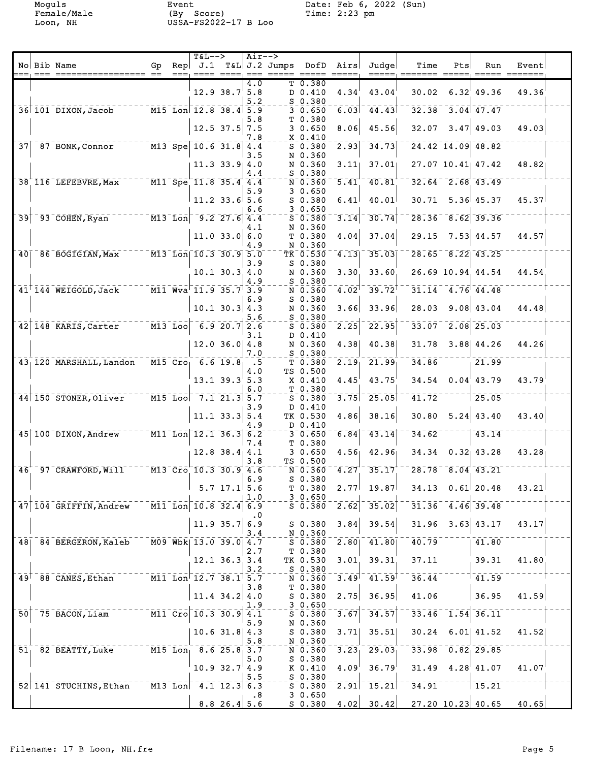Moguls
Female/Male
Loon, NH

Event
(By Score)
USSA-FS2022-17 B Loo

Date: Feb 6, 2022 (Sun)
Time: 2:23 pm

| No | Bib | Name | Gp | Rep | T&L--> J.1 | T&L | Air--> J.2 | Jumps | DofD | Airs | Judge | Time | Pts | Run | Event |
|---|---|---|---|---|---|---|---|---|---|---|---|---|---|---|---|
| | | | | | | | 4.0 | T | 0.380 | | | | | | |
| | | | | | 12.9 | 38.7 | 5.8 | D | 0.410 | 4.34 | 43.04 | 30.02 | 6.32 | 49.36 | 49.36 |
| | | | | | | | 5.2 | S | 0.380 | | | | | | |
| 36 | 101 | DIXON,Jacob | M15 | Lon | 12.8 | 38.4 | 5.9 | 3 | 0.650 | 6.03 | 44.43 | 32.38 | 3.04 | 47.47 | |
| | | | | | | | 5.8 | T | 0.380 | | | | | | |
| | | | | | 12.5 | 37.5 | 7.5 | 3 | 0.650 | 8.06 | 45.56 | 32.07 | 3.47 | 49.03 | 49.03 |
| | | | | | | | 7.8 | X | 0.410 | | | | | | |
| 37 | 87 | BONK,Connor | M13 | Spe | 10.6 | 31.8 | 4.4 | S | 0.380 | 2.93 | 34.73 | 24.42 | 14.09 | 48.82 | |
| | | | | | | | 3.5 | N | 0.360 | | | | | | |
| | | | | | 11.3 | 33.9 | 4.0 | N | 0.360 | 3.11 | 37.01 | 27.07 | 10.41 | 47.42 | 48.82 |
| | | | | | | | 4.4 | S | 0.380 | | | | | | |
| 38 | 116 | LEFEBVRE,Max | M11 | Spe | 11.8 | 35.4 | 4.4 | N | 0.360 | 5.41 | 40.81 | 32.64 | 2.68 | 43.49 | |
| | | | | | | | 5.9 | 3 | 0.650 | | | | | | |
| | | | | | 11.2 | 33.6 | 5.6 | S | 0.380 | 6.41 | 40.01 | 30.71 | 5.36 | 45.37 | 45.37 |
| | | | | | | | 6.6 | 3 | 0.650 | | | | | | |
| 39 | 93 | COHEN,Ryan | M13 | Lon | 9.2 | 27.6 | 4.4 | S | 0.380 | 3.14 | 30.74 | 28.36 | 8.62 | 39.36 | |
| | | | | | | | 4.1 | N | 0.360 | | | | | | |
| | | | | | 11.0 | 33.0 | 6.0 | T | 0.380 | 4.04 | 37.04 | 29.15 | 7.53 | 44.57 | 44.57 |
| | | | | | | | 4.9 | N | 0.360 | | | | | | |
| 40 | 86 | BOGIGIAN,Max | M13 | Lon | 10.3 | 30.9 | 5.0 | TK | 0.530 | 4.13 | 35.03 | 28.65 | 8.22 | 43.25 | |
| | | | | | | | 3.9 | S | 0.380 | | | | | | |
| | | | | | 10.1 | 30.3 | 4.0 | N | 0.360 | 3.30 | 33.60 | 26.69 | 10.94 | 44.54 | 44.54 |
| | | | | | | | 4.9 | S | 0.380 | | | | | | |
| 41 | 144 | WEIGOLD,Jack | M11 | Wva | 11.9 | 35.7 | 3.9 | N | 0.360 | 4.02 | 39.72 | 31.14 | 4.76 | 44.48 | |
| | | | | | | | 6.9 | S | 0.380 | | | | | | |
| | | | | | 10.1 | 30.3 | 4.3 | N | 0.360 | 3.66 | 33.96 | 28.03 | 9.08 | 43.04 | 44.48 |
| | | | | | | | 5.6 | S | 0.380 | | | | | | |
| 42 | 148 | KARIS,Carter | M13 | Loo | 6.9 | 20.7 | 2.6 | S | 0.380 | 2.25 | 22.95 | 33.07 | 2.08 | 25.03 | |
| | | | | | | | 3.1 | D | 0.410 | | | | | | |
| | | | | | 12.0 | 36.0 | 4.8 | N | 0.360 | 4.38 | 40.38 | 31.78 | 3.88 | 44.26 | 44.26 |
| | | | | | | | 7.0 | S | 0.380 | | | | | | |
| 43 | 120 | MARSHALL,Landon | M15 | Cro | 6.6 | 19.8 | .5 | T | 0.380 | 2.19 | 21.99 | 34.86 | | 21.99 | |
| | | | | | | | 4.0 | TS | 0.500 | | | | | | |
| | | | | | 13.1 | 39.3 | 5.3 | X | 0.410 | 4.45 | 43.75 | 34.54 | 0.04 | 43.79 | 43.79 |
| | | | | | | | 6.0 | T | 0.380 | | | | | | |
| 44 | 150 | STONER,Oliver | M15 | Loo | 7.1 | 21.3 | 5.7 | S | 0.380 | 3.75 | 25.05 | 41.72 | | 25.05 | |
| | | | | | | | 3.9 | D | 0.410 | | | | | | |
| | | | | | 11.1 | 33.3 | 5.4 | TK | 0.530 | 4.86 | 38.16 | 30.80 | 5.24 | 43.40 | 43.40 |
| | | | | | | | 4.9 | D | 0.410 | | | | | | |
| 45 | 100 | DIXON,Andrew | M11 | Lon | 12.1 | 36.3 | 6.2 | 3 | 0.650 | 6.84 | 43.14 | 34.62 | | 43.14 | |
| | | | | | | | 7.4 | T | 0.380 | | | | | | |
| | | | | | 12.8 | 38.4 | 4.1 | 3 | 0.650 | 4.56 | 42.96 | 34.34 | 0.32 | 43.28 | 43.28 |
| | | | | | | | 3.8 | TS | 0.500 | | | | | | |
| 46 | 97 | CRAWFORD,Will | M13 | Cro | 10.3 | 30.9 | 4.6 | N | 0.360 | 4.27 | 35.17 | 28.78 | 8.04 | 43.21 | |
| | | | | | | | 6.9 | S | 0.380 | | | | | | |
| | | | | | 5.7 | 17.1 | 5.6 | T | 0.380 | 2.77 | 19.87 | 34.13 | 0.61 | 20.48 | 43.21 |
| | | | | | | | 1.0 | 3 | 0.650 | | | | | | |
| 47 | 104 | GRIFFIN,Andrew | M11 | Lon | 10.8 | 32.4 | 6.9 | S | 0.380 | 2.62 | 35.02 | 31.36 | 4.46 | 39.48 | |
| | | | | | | | .0 | | | | | | | | |
| | | | | | 11.9 | 35.7 | 6.9 | S | 0.380 | 3.84 | 39.54 | 31.96 | 3.63 | 43.17 | 43.17 |
| | | | | | | | 3.4 | N | 0.360 | | | | | | |
| 48 | 84 | BERGERON,Kaleb | M09 | Wbk | 13.0 | 39.0 | 4.7 | S | 0.380 | 2.80 | 41.80 | 40.79 | | 41.80 | |
| | | | | | | | 2.7 | T | 0.380 | | | | | | |
| | | | | | 12.1 | 36.3 | 3.4 | TK | 0.530 | 3.01 | 39.31 | 37.11 | | 39.31 | 41.80 |
| | | | | | | | 3.2 | S | 0.380 | | | | | | |
| 49 | 88 | CANES,Ethan | M11 | Lon | 12.7 | 38.1 | 5.7 | N | 0.360 | 3.49 | 41.59 | 36.44 | | 41.59 | |
| | | | | | | | 3.8 | T | 0.380 | | | | | | |
| | | | | | 11.4 | 34.2 | 4.0 | S | 0.380 | 2.75 | 36.95 | 41.06 | | 36.95 | 41.59 |
| | | | | | | | 1.9 | 3 | 0.650 | | | | | | |
| 50 | 75 | BACON,Liam | M11 | Cro | 10.3 | 30.9 | 4.1 | S | 0.380 | 3.67 | 34.57 | 33.46 | 1.54 | 36.11 | |
| | | | | | | | 5.9 | N | 0.360 | | | | | | |
| | | | | | 10.6 | 31.8 | 4.3 | S | 0.380 | 3.71 | 35.51 | 30.24 | 6.01 | 41.52 | 41.52 |
| | | | | | | | 5.8 | N | 0.360 | | | | | | |
| 51 | 82 | BEATTY,Luke | M15 | Lon | 8.6 | 25.8 | 3.7 | N | 0.360 | 3.23 | 29.03 | 33.98 | 0.82 | 29.85 | |
| | | | | | | | 5.0 | S | 0.380 | | | | | | |
| | | | | | 10.9 | 32.7 | 4.9 | K | 0.410 | 4.09 | 36.79 | 31.49 | 4.28 | 41.07 | 41.07 |
| | | | | | | | 5.5 | S | 0.380 | | | | | | |
| 52 | 141 | STUCHINS,Ethan | M13 | Lon | 4.1 | 12.3 | 6.3 | S | 0.380 | 2.91 | 15.21 | 34.91 | | 15.21 | |
| | | | | | | | .8 | 3 | 0.650 | | | | | | |
| | | | | | 8.8 | 26.4 | 5.6 | S | 0.380 | 4.02 | 30.42 | 27.20 | 10.23 | 40.65 | 40.65 |

Filename: 17 B Loon, NH.fre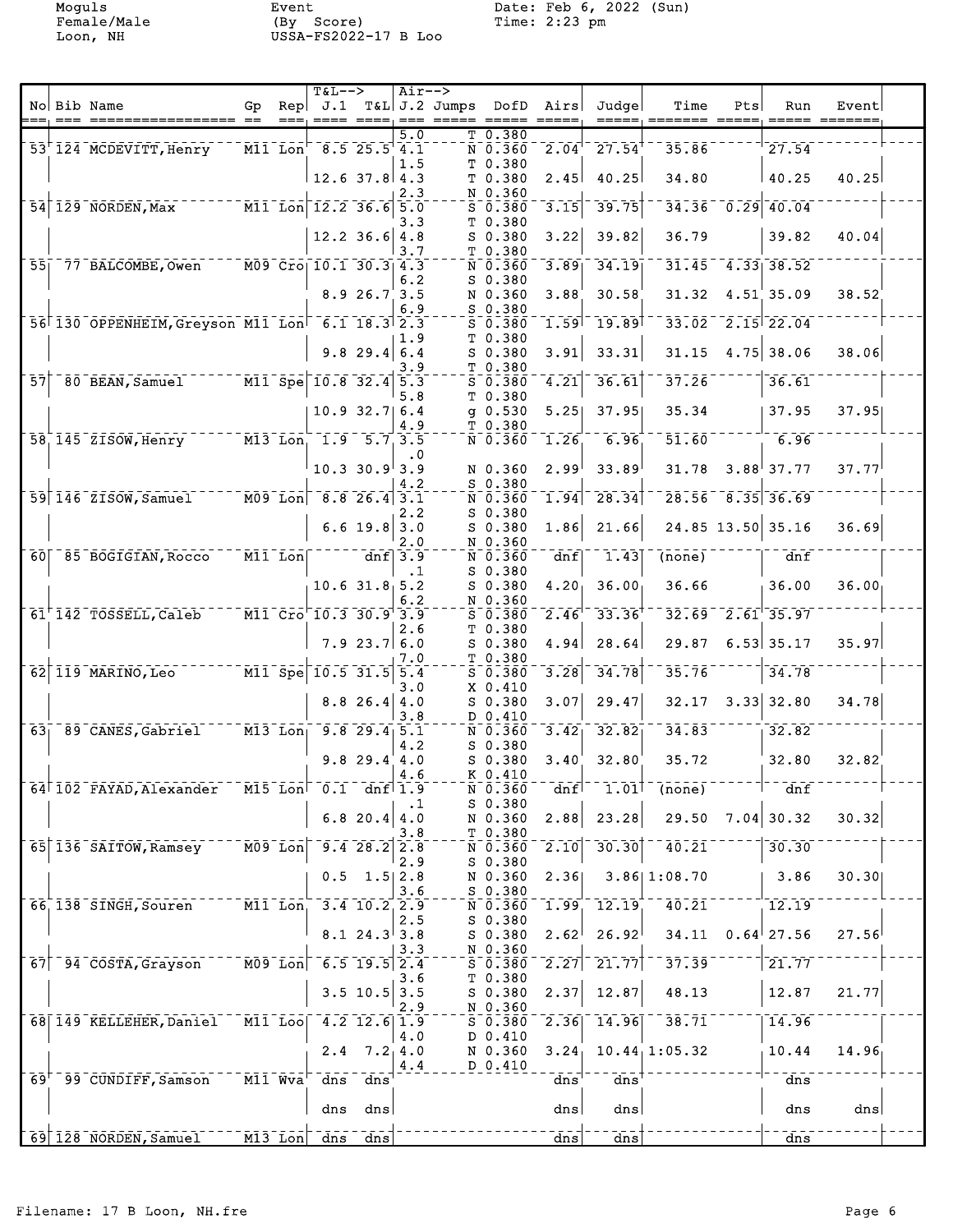Moguls
Female/Male
Loon, NH

Event
(By Score)
USSA-FS2022-17 B Loo

Date: Feb 6, 2022 (Sun)
Time: 2:23 pm

| No | Bib | Name | Gp | Rep | J.1 | T&L | J.2 | Jumps | DofD | Airs | Judge | Time | Pts | Run | Event |
|---|---|---|---|---|---|---|---|---|---|---|---|---|---|---|---|
| | | | | | | | 5.0 | T | 0.380 | | | | | | |
| 53 | 124 | MCDEVITT,Henry | M11 | Lon | 8.5 | 25.5 | 4.1 | N | 0.360 | 2.04 | 27.54 | 35.86 | | 27.54 | |
| | | | | | | | 1.5 | T | 0.380 | | | | | | |
| | | | | | 12.6 | 37.8 | 4.3 | T | 0.380 | 2.45 | 40.25 | 34.80 | | 40.25 | 40.25 |
| | | | | | | | 2.3 | N | 0.360 | | | | | | |
| 54 | 129 | NORDEN,Max | M11 | Lon | 12.2 | 36.6 | 5.0 | S | 0.380 | 3.15 | 39.75 | 34.36 | 0.29 | 40.04 | |
| | | | | | | | 3.3 | T | 0.380 | | | | | | |
| | | | | | 12.2 | 36.6 | 4.8 | S | 0.380 | 3.22 | 39.82 | 36.79 | | 39.82 | 40.04 |
| | | | | | | | 3.7 | T | 0.380 | | | | | | |
| 55 | 77 | BALCOMBE,Owen | M09 | Cro | 10.1 | 30.3 | 4.3 | N | 0.360 | 3.89 | 34.19 | 31.45 | 4.33 | 38.52 | |
| | | | | | | | 6.2 | S | 0.380 | | | | | | |
| | | | | | 8.9 | 26.7 | 3.5 | N | 0.360 | 3.88 | 30.58 | 31.32 | 4.51 | 35.09 | 38.52 |
| | | | | | | | 6.9 | S | 0.380 | | | | | | |
| 56 | 130 | OPPENHEIM,Greyson | M11 | Lon | 6.1 | 18.3 | 2.3 | S | 0.380 | 1.59 | 19.89 | 33.02 | 2.15 | 22.04 | |
| | | | | | | | 1.9 | T | 0.380 | | | | | | |
| | | | | | 9.8 | 29.4 | 6.4 | S | 0.380 | 3.91 | 33.31 | 31.15 | 4.75 | 38.06 | 38.06 |
| | | | | | | | 3.9 | T | 0.380 | | | | | | |
| 57 | 80 | BEAN,Samuel | M11 | Spe | 10.8 | 32.4 | 5.3 | S | 0.380 | 4.21 | 36.61 | 37.26 | | 36.61 | |
| | | | | | | | 5.8 | T | 0.380 | | | | | | |
| | | | | | 10.9 | 32.7 | 6.4 | g | 0.530 | 5.25 | 37.95 | 35.34 | | 37.95 | 37.95 |
| | | | | | | | 4.9 | T | 0.380 | | | | | | |
| 58 | 145 | ZISOW,Henry | M13 | Lon | 1.9 | 5.7 | 3.5 | N | 0.360 | 1.26 | 6.96 | 51.60 | | 6.96 | |
| | | | | | | | .0 | | | | | | | | |
| | | | | | 10.3 | 30.9 | 3.9 | N | 0.360 | 2.99 | 33.89 | 31.78 | 3.88 | 37.77 | 37.77 |
| | | | | | | | 4.2 | S | 0.380 | | | | | | |
| 59 | 146 | ZISOW,Samuel | M09 | Lon | 8.8 | 26.4 | 3.1 | N | 0.360 | 1.94 | 28.34 | 28.56 | 8.35 | 36.69 | |
| | | | | | | | 2.2 | S | 0.380 | | | | | | |
| | | | | | 6.6 | 19.8 | 3.0 | S | 0.380 | 1.86 | 21.66 | 24.85 | 13.50 | 35.16 | 36.69 |
| | | | | | | | 2.0 | N | 0.360 | | | | | | |
| 60 | 85 | BOGIGIAN,Rocco | M11 | Lon | | dnf | 3.9 | N | 0.360 | dnf | 1.43 | (none) | | dnf | |
| | | | | | | | .1 | S | 0.380 | | | | | | |
| | | | | | 10.6 | 31.8 | 5.2 | S | 0.380 | 4.20 | 36.00 | 36.66 | | 36.00 | 36.00 |
| | | | | | | | 6.2 | N | 0.360 | | | | | | |
| 61 | 142 | TOSSELL,Caleb | M11 | Cro | 10.3 | 30.9 | 3.9 | S | 0.380 | 2.46 | 33.36 | 32.69 | 2.61 | 35.97 | |
| | | | | | | | 2.6 | T | 0.380 | | | | | | |
| | | | | | 7.9 | 23.7 | 6.0 | S | 0.380 | 4.94 | 28.64 | 29.87 | 6.53 | 35.17 | 35.97 |
| | | | | | | | 7.0 | T | 0.380 | | | | | | |
| 62 | 119 | MARINO,Leo | M11 | Spe | 10.5 | 31.5 | 5.4 | S | 0.380 | 3.28 | 34.78 | 35.76 | | 34.78 | |
| | | | | | | | 3.0 | X | 0.410 | | | | | | |
| | | | | | 8.8 | 26.4 | 4.0 | S | 0.380 | 3.07 | 29.47 | 32.17 | 3.33 | 32.80 | 34.78 |
| | | | | | | | 3.8 | D | 0.410 | | | | | | |
| 63 | 89 | CANES,Gabriel | M13 | Lon | 9.8 | 29.4 | 5.1 | N | 0.360 | 3.42 | 32.82 | 34.83 | | 32.82 | |
| | | | | | | | 4.2 | S | 0.380 | | | | | | |
| | | | | | 9.8 | 29.4 | 4.0 | S | 0.380 | 3.40 | 32.80 | 35.72 | | 32.80 | 32.82 |
| | | | | | | | 4.6 | K | 0.410 | | | | | | |
| 64 | 102 | FAYAD,Alexander | M15 | Lon | 0.1 | dnf | 1.9 | N | 0.360 | dnf | 1.01 | (none) | | dnf | |
| | | | | | | | .1 | S | 0.380 | | | | | | |
| | | | | | 6.8 | 20.4 | 4.0 | N | 0.360 | 2.88 | 23.28 | 29.50 | 7.04 | 30.32 | 30.32 |
| | | | | | | | 3.8 | T | 0.380 | | | | | | |
| 65 | 136 | SAITOW,Ramsey | M09 | Lon | 9.4 | 28.2 | 2.8 | N | 0.360 | 2.10 | 30.30 | 40.21 | | 30.30 | |
| | | | | | | | 2.9 | S | 0.380 | | | | | | |
| | | | | | 0.5 | 1.5 | 2.8 | N | 0.360 | 2.36 | 3.86 | 1:08.70 | | 3.86 | 30.30 |
| | | | | | | | 3.6 | S | 0.380 | | | | | | |
| 66 | 138 | SINGH,Souren | M11 | Lon | 3.4 | 10.2 | 2.9 | N | 0.360 | 1.99 | 12.19 | 40.21 | | 12.19 | |
| | | | | | | | 2.5 | S | 0.380 | | | | | | |
| | | | | | 8.1 | 24.3 | 3.8 | S | 0.380 | 2.62 | 26.92 | 34.11 | 0.64 | 27.56 | 27.56 |
| | | | | | | | 3.3 | N | 0.360 | | | | | | |
| 67 | 94 | COSTA,Grayson | M09 | Lon | 6.5 | 19.5 | 2.4 | S | 0.380 | 2.27 | 21.77 | 37.39 | | 21.77 | |
| | | | | | | | 3.6 | T | 0.380 | | | | | | |
| | | | | | 3.5 | 10.5 | 3.5 | S | 0.380 | 2.37 | 12.87 | 48.13 | | 12.87 | 21.77 |
| | | | | | | | 2.9 | N | 0.360 | | | | | | |
| 68 | 149 | KELLEHER,Daniel | M11 | Loo | 4.2 | 12.6 | 1.9 | S | 0.380 | 2.36 | 14.96 | 38.71 | | 14.96 | |
| | | | | | | | 4.0 | D | 0.410 | | | | | | |
| | | | | | 2.4 | 7.2 | 4.0 | N | 0.360 | 3.24 | 10.44 | 1:05.32 | | 10.44 | 14.96 |
| | | | | | | | 4.4 | D | 0.410 | | | | | | |
| 69 | 99 | CUNDIFF,Samson | M11 | Wva | dns | dns | | | | dns | dns | | | dns | |
| | | | | | dns | dns | | | | dns | dns | | | dns | dns |
| 69 | 128 | NORDEN,Samuel | M13 | Lon | dns | dns | | | | dns | dns | | | dns | |

Filename: 17 B Loon, NH.fre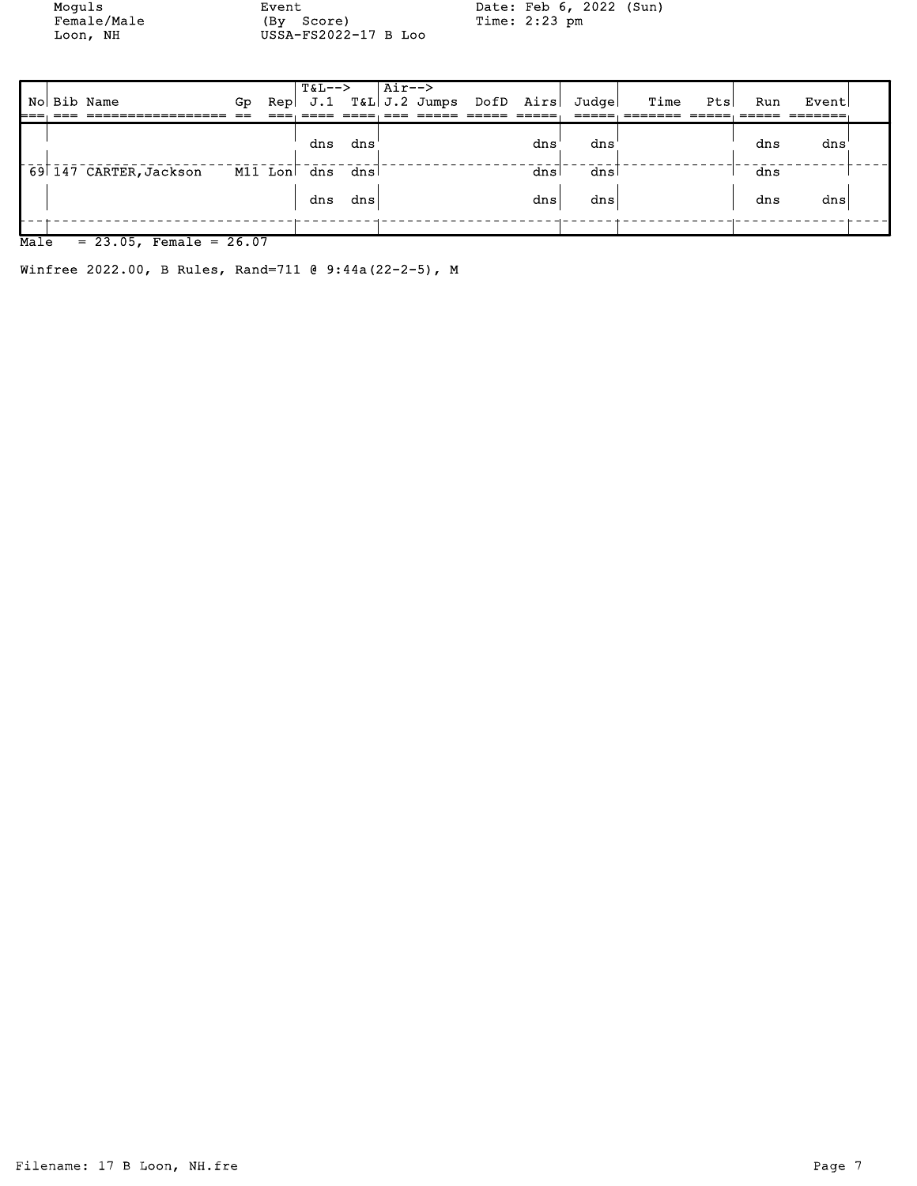Moguls
Female/Male
Loon, NH

Event
(By Score)
USSA-FS2022-17 B Loo

Date: Feb 6, 2022 (Sun)
Time: 2:23 pm

| No | Bib | Name | Gp | Rep | T&L--> J.1 | T&L | Air--> J.2 | Jumps | DofD | Airs | Judge | Time | Pts | Run | Event |
|---|---|---|---|---|---|---|---|---|---|---|---|---|---|---|---|
| | | | | | dns | dns | | | | dns | dns | | | dns | dns |
| 69 | 147 | CARTER,Jackson | M11 | Lon | dns | dns | | | | dns | dns | | | dns | |
| | | | | | dns | dns | | | | dns | dns | | | dns | dns |

Male = 23.05, Female = 26.07

Winfree 2022.00, B Rules, Rand=711 @ 9:44a(22-2-5), M

Filename: 17 B Loon, NH.fre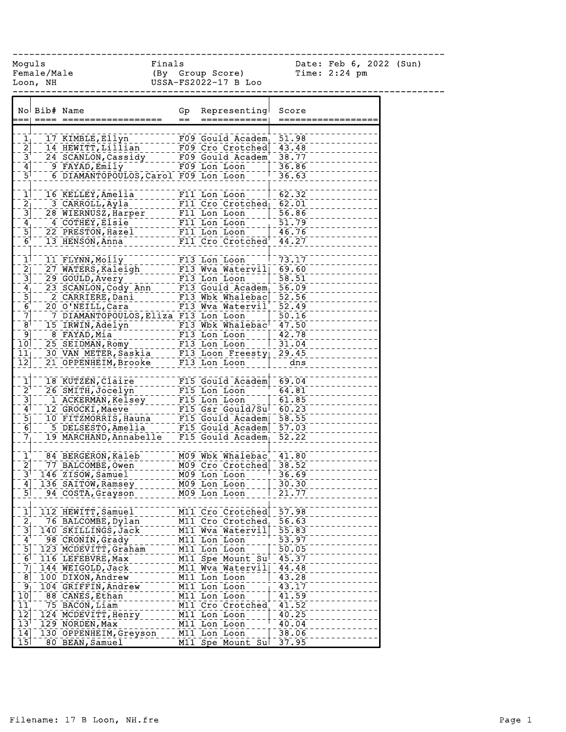Moguls
Female/Male
Loon, NH

Finals
(By Group Score)
USSA-FS2022-17 B Loo

Date: Feb 6, 2022 (Sun)
Time: 2:24 pm

| No | Bib# | Name | Gp | Representing | Score |
|---|---|---|---|---|---|
| 1 | 17 | KIMBLE,Ellyn | F09 | Gould Academ | 51.98 |
| 2 | 14 | HEWITT,Lillian | F09 | Cro Crotched | 43.48 |
| 3 | 24 | SCANLON,Cassidy | F09 | Gould Academ | 38.77 |
| 4 | 9 | FAYAD,Emily | F09 | Lon Loon | 36.86 |
| 5 | 6 | DIAMANTOPOULOS,Carol | F09 | Lon Loon | 36.63 |
| | | | | | |
| 1 | 16 | KELLEY,Amelia | F11 | Lon Loon | 62.32 |
| 2 | 3 | CARROLL,Ayla | F11 | Cro Crotched | 62.01 |
| 3 | 28 | WIERNUSZ,Harper | F11 | Lon Loon | 56.86 |
| 4 | 4 | COTHEY,Elsie | F11 | Lon Loon | 51.79 |
| 5 | 22 | PRESTON,Hazel | F11 | Lon Loon | 46.76 |
| 6 | 13 | HENSON,Anna | F11 | Cro Crotched | 44.27 |
| | | | | | |
| 1 | 11 | FLYNN,Molly | F13 | Lon Loon | 73.17 |
| 2 | 27 | WATERS,Kaleigh | F13 | Wva Watervil | 69.60 |
| 3 | 29 | GOULD,Avery | F13 | Lon Loon | 58.51 |
| 4 | 23 | SCANLON,Cody Ann | F13 | Gould Academ | 56.09 |
| 5 | 2 | CARRIERE,Dani | F13 | Wbk Whalebac | 52.56 |
| 6 | 20 | O'NEILL,Cara | F13 | Wva Watervil | 52.49 |
| 7 | 7 | DIAMANTOPOULOS,Eliza | F13 | Lon Loon | 50.16 |
| 8 | 15 | IRWIN,Adelyn | F13 | Wbk Whalebac | 47.50 |
| 9 | 8 | FAYAD,Mia | F13 | Lon Loon | 42.78 |
| 10 | 25 | SEIDMAN,Romy | F13 | Lon Loon | 31.04 |
| 11 | 30 | VAN METER,Saskia | F13 | Loon Freesty | 29.45 |
| 12 | 21 | OPPENHEIM,Brooke | F13 | Lon Loon | dns |
| | | | | | |
| 1 | 18 | KUTZEN,Claire | F15 | Gould Academ | 69.04 |
| 2 | 26 | SMITH,Jocelyn | F15 | Lon Loon | 64.81 |
| 3 | 1 | ACKERMAN,Kelsey | F15 | Lon Loon | 61.85 |
| 4 | 12 | GROCKI,Maeve | F15 | Gsr Gould/Su | 60.23 |
| 5 | 10 | FITZMORRIS,Hauna | F15 | Gould Academ | 58.55 |
| 6 | 5 | DELSESTO,Amelia | F15 | Gould Academ | 57.03 |
| 7 | 19 | MARCHAND,Annabelle | F15 | Gould Academ | 52.22 |
| | | | | | |
| 1 | 84 | BERGERON,Kaleb | M09 | Wbk Whalebac | 41.80 |
| 2 | 77 | BALCOMBE,Owen | M09 | Cro Crotched | 38.52 |
| 3 | 146 | ZISOW,Samuel | M09 | Lon Loon | 36.69 |
| 4 | 136 | SAITOW,Ramsey | M09 | Lon Loon | 30.30 |
| 5 | 94 | COSTA,Grayson | M09 | Lon Loon | 21.77 |
| | | | | | |
| 1 | 112 | HEWITT,Samuel | M11 | Cro Crotched | 57.98 |
| 2 | 76 | BALCOMBE,Dylan | M11 | Cro Crotched | 56.63 |
| 3 | 140 | SKILLINGS,Jack | M11 | Wva Watervil | 55.83 |
| 4 | 98 | CRONIN,Grady | M11 | Lon Loon | 53.97 |
| 5 | 123 | MCDEVITT,Graham | M11 | Lon Loon | 50.05 |
| 6 | 116 | LEFEBVRE,Max | M11 | Spe Mount Su | 45.37 |
| 7 | 144 | WEIGOLD,Jack | M11 | Wva Watervil | 44.48 |
| 8 | 100 | DIXON,Andrew | M11 | Lon Loon | 43.28 |
| 9 | 104 | GRIFFIN,Andrew | M11 | Lon Loon | 43.17 |
| 10 | 88 | CANES,Ethan | M11 | Lon Loon | 41.59 |
| 11 | 75 | BACON,Liam | M11 | Cro Crotched | 41.52 |
| 12 | 124 | MCDEVITT,Henry | M11 | Lon Loon | 40.25 |
| 13 | 129 | NORDEN,Max | M11 | Lon Loon | 40.04 |
| 14 | 130 | OPPENHEIM,Greyson | M11 | Lon Loon | 38.06 |
| 15 | 80 | BEAN,Samuel | M11 | Spe Mount Su | 37.95 |

Filename: 17 B Loon, NH.fre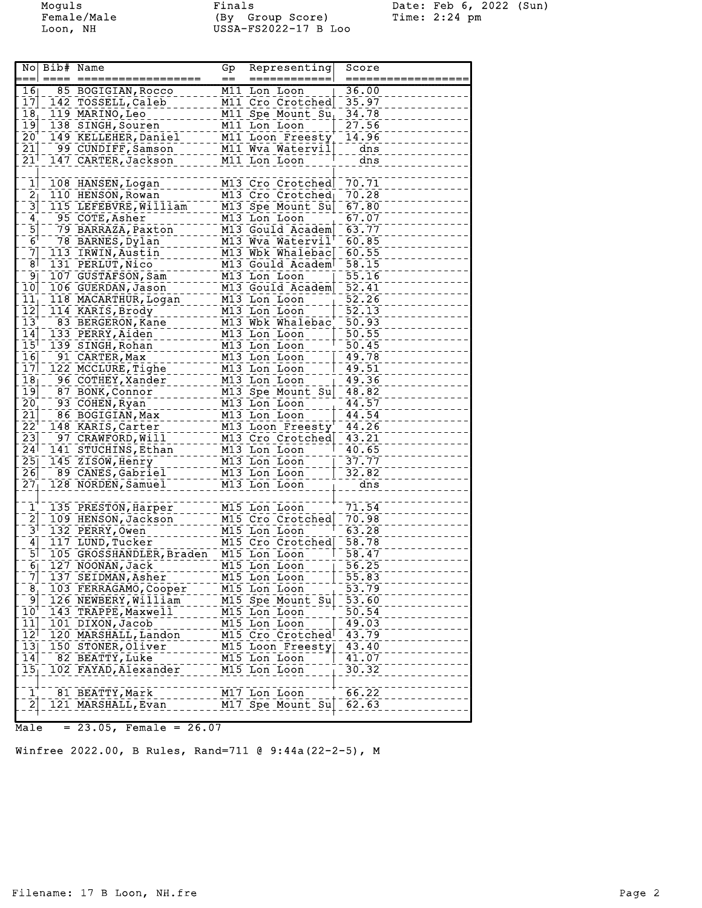Moguls  
Female/Male  
Loon, NH

Finals  
(By Group Score)  
USSA-FS2022-17 B Loo

Date: Feb 6, 2022 (Sun)  
Time: 2:24 pm

| No | Bib# | Name | Gp | Representing | Score |
|---|---|---|---|---|---|
| 16 | 85 | BOGIGIAN,Rocco | M11 | Lon Loon | 36.00 |
| 17 | 142 | TOSSELL,Caleb | M11 | Cro Crotched | 35.97 |
| 18 | 119 | MARINO,Leo | M11 | Spe Mount Su | 34.78 |
| 19 | 138 | SINGH,Souren | M11 | Lon Loon | 27.56 |
| 20 | 149 | KELLEHER,Daniel | M11 | Loon Freesty | 14.96 |
| 21 | 99 | CUNDIFF,Samson | M11 | Wva Watervil | dns |
| 21 | 147 | CARTER,Jackson | M11 | Lon Loon | dns |
| | | | | | |
| 1 | 108 | HANSEN,Logan | M13 | Cro Crotched | 70.71 |
| 2 | 110 | HENSON,Rowan | M13 | Cro Crotched | 70.28 |
| 3 | 115 | LEFEBVRE,William | M13 | Spe Mount Su | 67.80 |
| 4 | 95 | COTE,Asher | M13 | Lon Loon | 67.07 |
| 5 | 79 | BARRAZA,Paxton | M13 | Gould Academ | 63.77 |
| 6 | 78 | BARNES,Dylan | M13 | Wva Watervil | 60.85 |
| 7 | 113 | IRWIN,Austin | M13 | Wbk Whalebac | 60.55 |
| 8 | 131 | PERLUT,Nico | M13 | Gould Academ | 58.15 |
| 9 | 107 | GUSTAFSON,Sam | M13 | Lon Loon | 55.16 |
| 10 | 106 | GUERDAN,Jason | M13 | Gould Academ | 52.41 |
| 11 | 118 | MACARTHUR,Logan | M13 | Lon Loon | 52.26 |
| 12 | 114 | KARIS,Brody | M13 | Lon Loon | 52.13 |
| 13 | 83 | BERGERON,Kane | M13 | Wbk Whalebac | 50.93 |
| 14 | 133 | PERRY,Aiden | M13 | Lon Loon | 50.55 |
| 15 | 139 | SINGH,Rohan | M13 | Lon Loon | 50.45 |
| 16 | 91 | CARTER,Max | M13 | Lon Loon | 49.78 |
| 17 | 122 | MCCLURE,Tighe | M13 | Lon Loon | 49.51 |
| 18 | 96 | COTHEY,Xander | M13 | Lon Loon | 49.36 |
| 19 | 87 | BONK,Connor | M13 | Spe Mount Su | 48.82 |
| 20 | 93 | COHEN,Ryan | M13 | Lon Loon | 44.57 |
| 21 | 86 | BOGIGIAN,Max | M13 | Lon Loon | 44.54 |
| 22 | 148 | KARIS,Carter | M13 | Loon Freesty | 44.26 |
| 23 | 97 | CRAWFORD,Will | M13 | Cro Crotched | 43.21 |
| 24 | 141 | STUCHINS,Ethan | M13 | Lon Loon | 40.65 |
| 25 | 145 | ZISOW,Henry | M13 | Lon Loon | 37.77 |
| 26 | 89 | CANES,Gabriel | M13 | Lon Loon | 32.82 |
| 27 | 128 | NORDEN,Samuel | M13 | Lon Loon | dns |
| | | | | | |
| 1 | 135 | PRESTON,Harper | M15 | Lon Loon | 71.54 |
| 2 | 109 | HENSON,Jackson | M15 | Cro Crotched | 70.98 |
| 3 | 132 | PERRY,Owen | M15 | Lon Loon | 63.28 |
| 4 | 117 | LUND,Tucker | M15 | Cro Crotched | 58.78 |
| 5 | 105 | GROSSHANDLER,Braden | M15 | Lon Loon | 58.47 |
| 6 | 127 | NOONAN,Jack | M15 | Lon Loon | 56.25 |
| 7 | 137 | SEIDMAN,Asher | M15 | Lon Loon | 55.83 |
| 8 | 103 | FERRAGAMO,Cooper | M15 | Lon Loon | 53.79 |
| 9 | 126 | NEWBERY,William | M15 | Spe Mount Su | 53.60 |
| 10 | 143 | TRAPPE,Maxwell | M15 | Lon Loon | 50.54 |
| 11 | 101 | DIXON,Jacob | M15 | Lon Loon | 49.03 |
| 12 | 120 | MARSHALL,Landon | M15 | Cro Crotched | 43.79 |
| 13 | 150 | STONER,Oliver | M15 | Loon Freesty | 43.40 |
| 14 | 82 | BEATTY,Luke | M15 | Lon Loon | 41.07 |
| 15 | 102 | FAYAD,Alexander | M15 | Lon Loon | 30.32 |
| | | | | | |
| 1 | 81 | BEATTY,Mark | M17 | Lon Loon | 66.22 |
| 2 | 121 | MARSHALL,Evan | M17 | Spe Mount Su | 62.63 |

Male = 23.05, Female = 26.07

Winfree 2022.00, B Rules, Rand=711 @ 9:44a(22-2-5), M

Filename: 17 B Loon, NH.fre